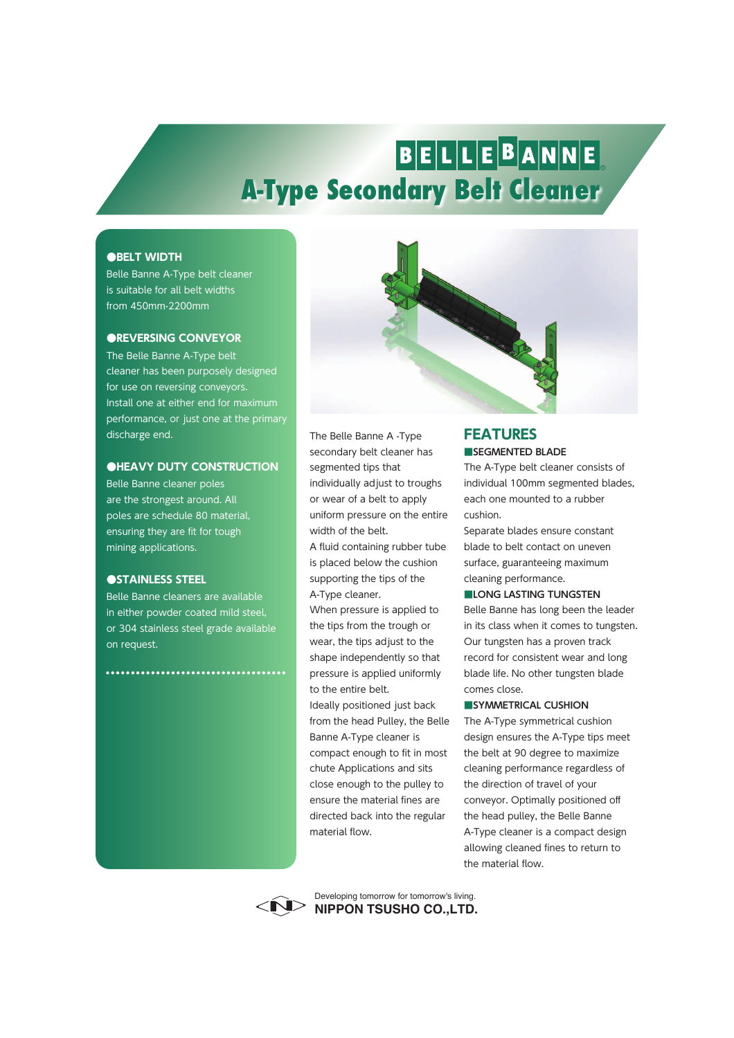# BELLE BANNE®

# A-Type Secondary Belt Cleaner

**●BELT WIDTH**

Belle Banne A-Type belt cleaner is suitable for all belt widths from 450mm-2200mm

**●REVERSING CONVEYOR**

The Belle Banne A-Type belt cleaner has been purposely designed for use on reversing conveyors. Install one at either end for maximum performance, or just one at the primary discharge end.

**●HEAVY DUTY CONSTRUCTION**

Belle Banne cleaner poles are the strongest around. All poles are schedule 80 material, ensuring they are fit for tough mining applications.

**●STAINLESS STEEL**

Belle Banne cleaners are available in either powder coated mild steel, or 304 stainless steel grade available on request.

The Belle Banne A -Type secondary belt cleaner has segmented tips that individually adjust to troughs or wear of a belt to apply uniform pressure on the entire width of the belt.

A fluid containing rubber tube is placed below the cushion supporting the tips of the A-Type cleaner.

When pressure is applied to the tips from the trough or wear, the tips adjust to the shape independently so that pressure is applied uniformly to the entire belt.

Ideally positioned just back from the head Pulley, the Belle Banne A-Type cleaner is compact enough to fit in most chute Applications and sits close enough to the pulley to ensure the material fines are directed back into the regular material flow.

## FEATURES

**■SEGMENTED BLADE**

The A-Type belt cleaner consists of individual 100mm segmented blades, each one mounted to a rubber cushion.

Separate blades ensure constant blade to belt contact on uneven surface, guaranteeing maximum cleaning performance.

**■LONG LASTING TUNGSTEN**

Belle Banne has long been the leader in its class when it comes to tungsten. Our tungsten has a proven track record for consistent wear and long blade life. No other tungsten blade comes close.

**■SYMMETRICAL CUSHION**

The A-Type symmetrical cushion design ensures the A-Type tips meet the belt at 90 degree to maximize cleaning performance regardless of the direction of travel of your conveyor. Optimally positioned off the head pulley, the Belle Banne A-Type cleaner is a compact design allowing cleaned fines to return to the material flow.

Developing tomorrow for tomorrow's living.
**NIPPON TSUSHO CO.,LTD.**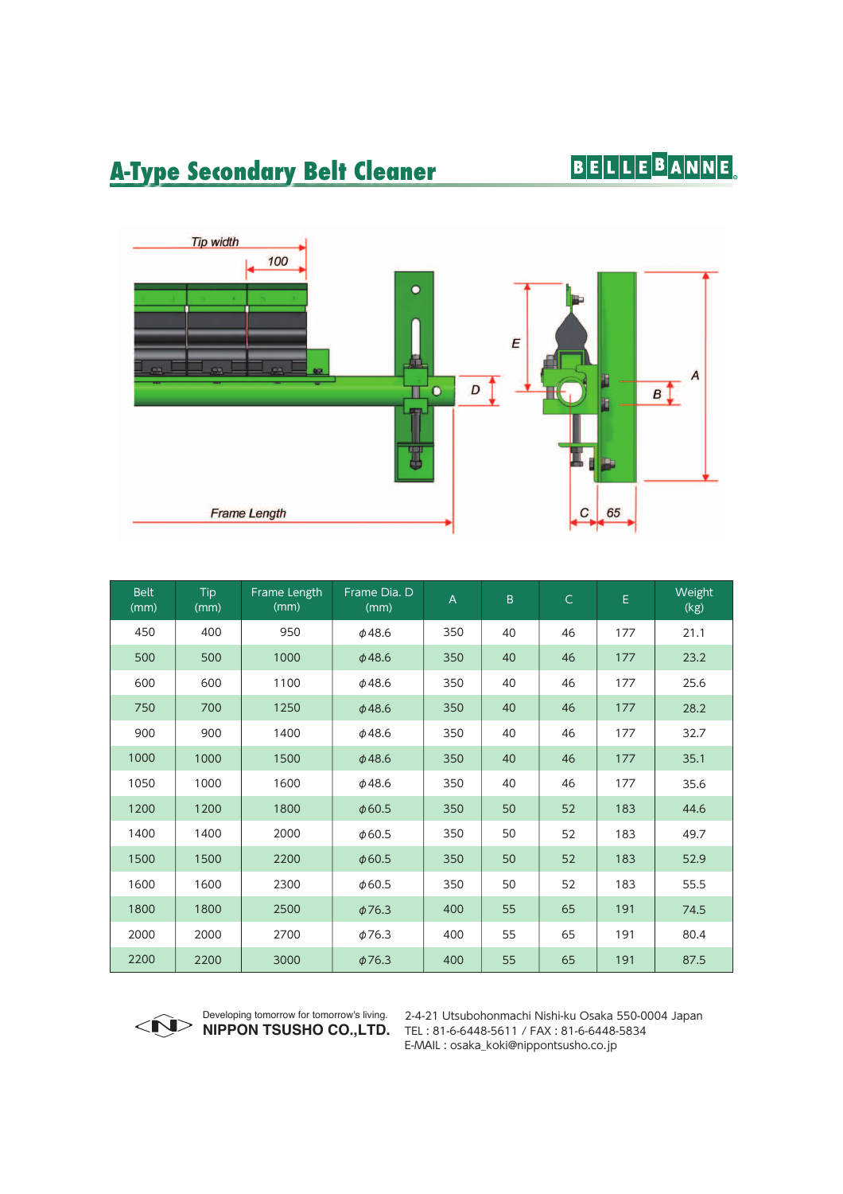# A-Type Secondary Belt Cleaner

BELLEBANNE

Tip width

100

E

A

D

B

Frame Length

C

65

| Belt (mm) | Tip (mm) | Frame Length (mm) | Frame Dia. D (mm) | A | B | C | E | Weight (kg) |
|---|---|---|---|---|---|---|---|---|
| 450 | 400 | 950 | φ48.6 | 350 | 40 | 46 | 177 | 21.1 |
| 500 | 500 | 1000 | φ48.6 | 350 | 40 | 46 | 177 | 23.2 |
| 600 | 600 | 1100 | φ48.6 | 350 | 40 | 46 | 177 | 25.6 |
| 750 | 700 | 1250 | φ48.6 | 350 | 40 | 46 | 177 | 28.2 |
| 900 | 900 | 1400 | φ48.6 | 350 | 40 | 46 | 177 | 32.7 |
| 1000 | 1000 | 1500 | φ48.6 | 350 | 40 | 46 | 177 | 35.1 |
| 1050 | 1000 | 1600 | φ48.6 | 350 | 40 | 46 | 177 | 35.6 |
| 1200 | 1200 | 1800 | φ60.5 | 350 | 50 | 52 | 183 | 44.6 |
| 1400 | 1400 | 2000 | φ60.5 | 350 | 50 | 52 | 183 | 49.7 |
| 1500 | 1500 | 2200 | φ60.5 | 350 | 50 | 52 | 183 | 52.9 |
| 1600 | 1600 | 2300 | φ60.5 | 350 | 50 | 52 | 183 | 55.5 |
| 1800 | 1800 | 2500 | φ76.3 | 400 | 55 | 65 | 191 | 74.5 |
| 2000 | 2000 | 2700 | φ76.3 | 400 | 55 | 65 | 191 | 80.4 |
| 2200 | 2200 | 3000 | φ76.3 | 400 | 55 | 65 | 191 | 87.5 |

Developing tomorrow for tomorrow's living.
**NIPPON TSUSHO CO.,LTD.**

2-4-21 Utsubohonmachi Nishi-ku Osaka 550-0004 Japan
TEL : 81-6-6448-5611 / FAX : 81-6-6448-5834
E-MAIL : osaka_koki@nippontsusho.co.jp